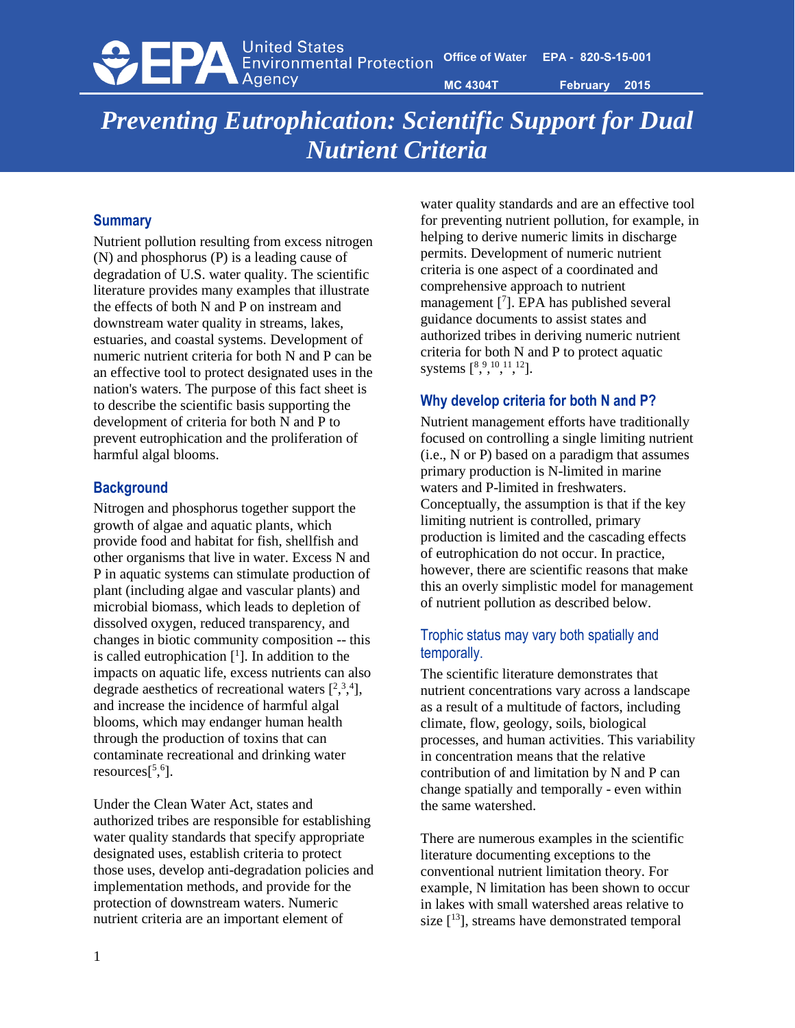United States Environmental Protection Agency

Office of Water EPA - 820-S-15-001

MC 4304T February 2015

# *Preventing Eutrophication: Scientific Support for Dual Nutrient Criteria*

## Summary

Nutrient pollution resulting from excess nitrogen (N) and phosphorus (P) is a leading cause of degradation of U.S. water quality. The scientific literature provides many examples that illustrate the effects of both N and P on instream and downstream water quality in streams, lakes, estuaries, and coastal systems. Development of numeric nutrient criteria for both N and P can be an effective tool to protect designated uses in the nation's waters. The purpose of this fact sheet is to describe the scientific basis supporting the development of criteria for both N and P to prevent eutrophication and the proliferation of harmful algal blooms.

## Background

Nitrogen and phosphorus together support the growth of algae and aquatic plants, which provide food and habitat for fish, shellfish and other organisms that live in water. Excess N and P in aquatic systems can stimulate production of plant (including algae and vascular plants) and microbial biomass, which leads to depletion of dissolved oxygen, reduced transparency, and changes in biotic community composition -- this is called eutrophication [1]. In addition to the impacts on aquatic life, excess nutrients can also degrade aesthetics of recreational waters [2,3,4], and increase the incidence of harmful algal blooms, which may endanger human health through the production of toxins that can contaminate recreational and drinking water resources[5,6].

Under the Clean Water Act, states and authorized tribes are responsible for establishing water quality standards that specify appropriate designated uses, establish criteria to protect those uses, develop anti-degradation policies and implementation methods, and provide for the protection of downstream waters. Numeric nutrient criteria are an important element of water quality standards and are an effective tool for preventing nutrient pollution, for example, in helping to derive numeric limits in discharge permits. Development of numeric nutrient criteria is one aspect of a coordinated and comprehensive approach to nutrient management [7]. EPA has published several guidance documents to assist states and authorized tribes in deriving numeric nutrient criteria for both N and P to protect aquatic systems [8,9,10,11,12].

## Why develop criteria for both N and P?

Nutrient management efforts have traditionally focused on controlling a single limiting nutrient (i.e., N or P) based on a paradigm that assumes primary production is N-limited in marine waters and P-limited in freshwaters. Conceptually, the assumption is that if the key limiting nutrient is controlled, primary production is limited and the cascading effects of eutrophication do not occur. In practice, however, there are scientific reasons that make this an overly simplistic model for management of nutrient pollution as described below.

### Trophic status may vary both spatially and temporally.

The scientific literature demonstrates that nutrient concentrations vary across a landscape as a result of a multitude of factors, including climate, flow, geology, soils, biological processes, and human activities. This variability in concentration means that the relative contribution of and limitation by N and P can change spatially and temporally - even within the same watershed.

There are numerous examples in the scientific literature documenting exceptions to the conventional nutrient limitation theory. For example, N limitation has been shown to occur in lakes with small watershed areas relative to size [13], streams have demonstrated temporal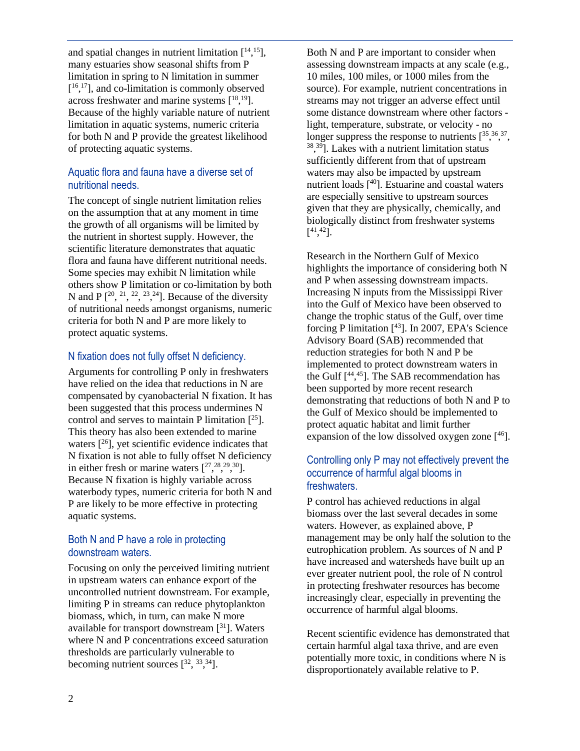and spatial changes in nutrient limitation [14,15], many estuaries show seasonal shifts from P limitation in spring to N limitation in summer [16,17], and co-limitation is commonly observed across freshwater and marine systems [18,19]. Because of the highly variable nature of nutrient limitation in aquatic systems, numeric criteria for both N and P provide the greatest likelihood of protecting aquatic systems.

### Aquatic flora and fauna have a diverse set of nutritional needs.

The concept of single nutrient limitation relies on the assumption that at any moment in time the growth of all organisms will be limited by the nutrient in shortest supply. However, the scientific literature demonstrates that aquatic flora and fauna have different nutritional needs. Some species may exhibit N limitation while others show P limitation or co-limitation by both N and P [20, 21, 22, 23,24]. Because of the diversity of nutritional needs amongst organisms, numeric criteria for both N and P are more likely to protect aquatic systems.

### N fixation does not fully offset N deficiency.

Arguments for controlling P only in freshwaters have relied on the idea that reductions in N are compensated by cyanobacterial N fixation. It has been suggested that this process undermines N control and serves to maintain P limitation [25]. This theory has also been extended to marine waters [26], yet scientific evidence indicates that N fixation is not able to fully offset N deficiency in either fresh or marine waters [27,28,29,30]. Because N fixation is highly variable across waterbody types, numeric criteria for both N and P are likely to be more effective in protecting aquatic systems.

### Both N and P have a role in protecting downstream waters.

Focusing on only the perceived limiting nutrient in upstream waters can enhance export of the uncontrolled nutrient downstream. For example, limiting P in streams can reduce phytoplankton biomass, which, in turn, can make N more available for transport downstream [31]. Waters where N and P concentrations exceed saturation thresholds are particularly vulnerable to becoming nutrient sources [32, 33,34].

Both N and P are important to consider when assessing downstream impacts at any scale (e.g., 10 miles, 100 miles, or 1000 miles from the source). For example, nutrient concentrations in streams may not trigger an adverse effect until some distance downstream where other factors - light, temperature, substrate, or velocity - no longer suppress the response to nutrients [35,36,37, 38,39]. Lakes with a nutrient limitation status sufficiently different from that of upstream waters may also be impacted by upstream nutrient loads [40]. Estuarine and coastal waters are especially sensitive to upstream sources given that they are physically, chemically, and biologically distinct from freshwater systems [41,42].

Research in the Northern Gulf of Mexico highlights the importance of considering both N and P when assessing downstream impacts. Increasing N inputs from the Mississippi River into the Gulf of Mexico have been observed to change the trophic status of the Gulf, over time forcing P limitation [43]. In 2007, EPA's Science Advisory Board (SAB) recommended that reduction strategies for both N and P be implemented to protect downstream waters in the Gulf [44,45]. The SAB recommendation has been supported by more recent research demonstrating that reductions of both N and P to the Gulf of Mexico should be implemented to protect aquatic habitat and limit further expansion of the low dissolved oxygen zone [46].

### Controlling only P may not effectively prevent the occurrence of harmful algal blooms in freshwaters.

P control has achieved reductions in algal biomass over the last several decades in some waters. However, as explained above, P management may be only half the solution to the eutrophication problem. As sources of N and P have increased and watersheds have built up an ever greater nutrient pool, the role of N control in protecting freshwater resources has become increasingly clear, especially in preventing the occurrence of harmful algal blooms.

Recent scientific evidence has demonstrated that certain harmful algal taxa thrive, and are even potentially more toxic, in conditions where N is disproportionately available relative to P.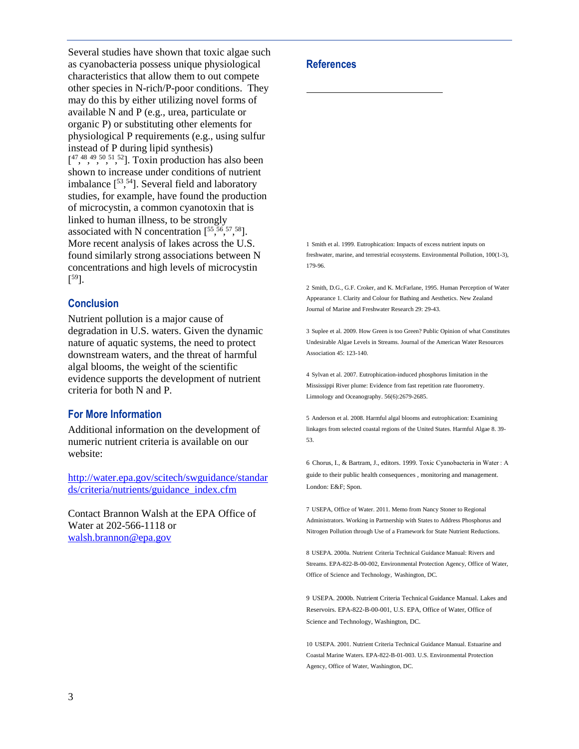Several studies have shown that toxic algae such as cyanobacteria possess unique physiological characteristics that allow them to out compete other species in N-rich/P-poor conditions. They may do this by either utilizing novel forms of available N and P (e.g., urea, particulate or organic P) or substituting other elements for physiological P requirements (e.g., using sulfur instead of P during lipid synthesis) [47,48,49,50,51,52]. Toxin production has also been shown to increase under conditions of nutrient imbalance [53,54]. Several field and laboratory studies, for example, have found the production of microcystin, a common cyanotoxin that is linked to human illness, to be strongly associated with N concentration [55,56,57,58]. More recent analysis of lakes across the U.S. found similarly strong associations between N concentrations and high levels of microcystin [59].

## Conclusion

Nutrient pollution is a major cause of degradation in U.S. waters. Given the dynamic nature of aquatic systems, the need to protect downstream waters, and the threat of harmful algal blooms, the weight of the scientific evidence supports the development of nutrient criteria for both N and P.

## For More Information

Additional information on the development of numeric nutrient criteria is available on our website:

http://water.epa.gov/scitech/swguidance/standards/criteria/nutrients/guidance_index.cfm

Contact Brannon Walsh at the EPA Office of Water at 202-566-1118 or walsh.brannon@epa.gov

## References

1 Smith et al. 1999. Eutrophication: Impacts of excess nutrient inputs on freshwater, marine, and terrestrial ecosystems. Environmental Pollution, 100(1-3), 179-96.

2 Smith, D.G., G.F. Croker, and K. McFarlane, 1995. Human Perception of Water Appearance 1. Clarity and Colour for Bathing and Aesthetics. New Zealand Journal of Marine and Freshwater Research 29: 29-43.

3 Suplee et al. 2009. How Green is too Green? Public Opinion of what Constitutes Undesirable Algae Levels in Streams. Journal of the American Water Resources Association 45: 123-140.

4 Sylvan et al. 2007. Eutrophication-induced phosphorus limitation in the Mississippi River plume: Evidence from fast repetition rate fluorometry. Limnology and Oceanography. 56(6):2679-2685.

5 Anderson et al. 2008. Harmful algal blooms and eutrophication: Examining linkages from selected coastal regions of the United States. Harmful Algae 8. 39-53.

6 Chorus, I., & Bartram, J., editors. 1999. Toxic Cyanobacteria in Water : A guide to their public health consequences , monitoring and management. London: E&F; Spon.

7 USEPA, Office of Water. 2011. Memo from Nancy Stoner to Regional Administrators. Working in Partnership with States to Address Phosphorus and Nitrogen Pollution through Use of a Framework for State Nutrient Reductions.

8 USEPA. 2000a. Nutrient Criteria Technical Guidance Manual: Rivers and Streams. EPA-822-B-00-002, Environmental Protection Agency, Office of Water, Office of Science and Technology, Washington, DC.

9 USEPA. 2000b. Nutrient Criteria Technical Guidance Manual. Lakes and Reservoirs. EPA-822-B-00-001, U.S. EPA, Office of Water, Office of Science and Technology, Washington, DC.

10 USEPA. 2001. Nutrient Criteria Technical Guidance Manual. Estuarine and Coastal Marine Waters. EPA-822-B-01-003. U.S. Environmental Protection Agency, Office of Water, Washington, DC.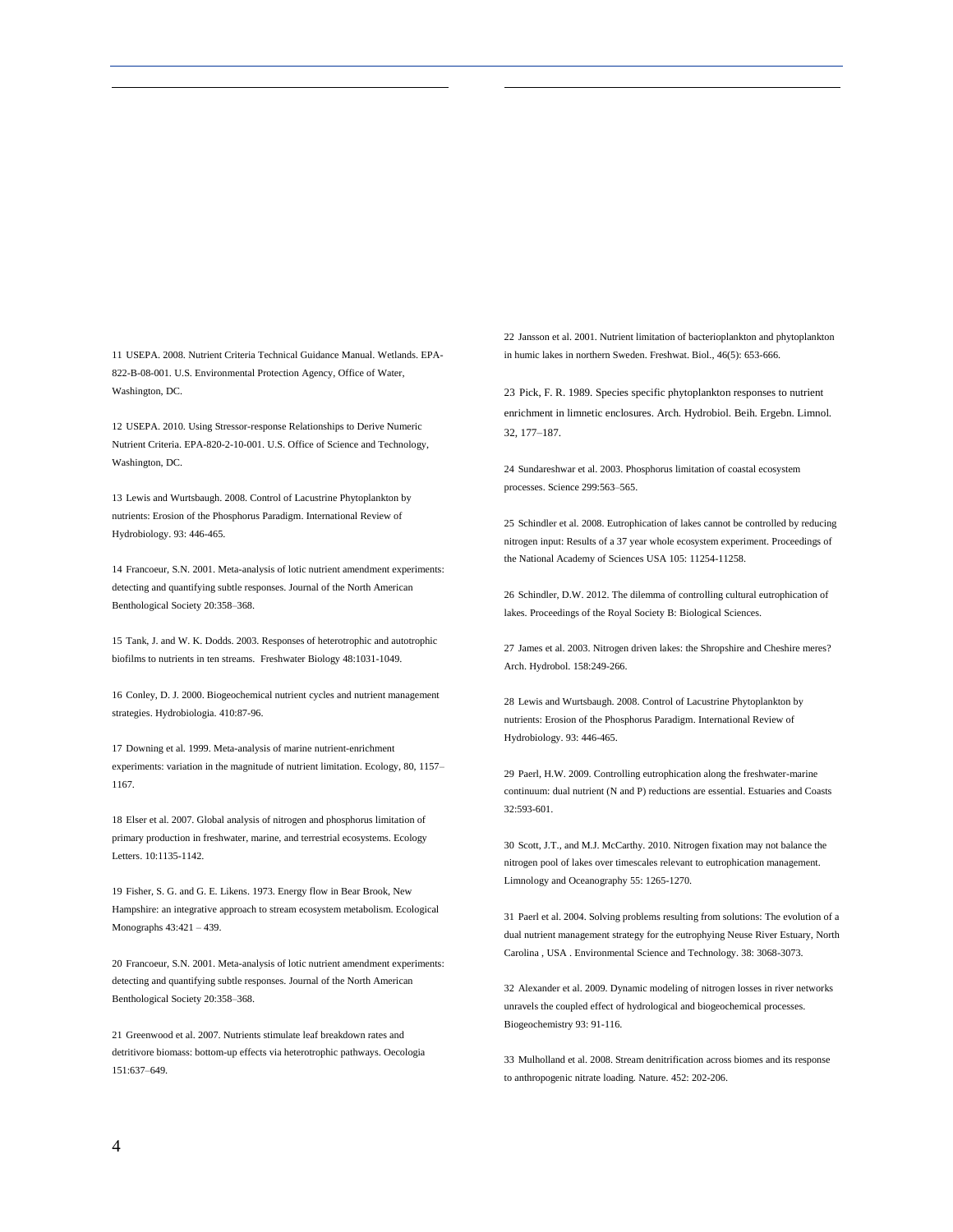11 USEPA. 2008. Nutrient Criteria Technical Guidance Manual. Wetlands. EPA-822-B-08-001. U.S. Environmental Protection Agency, Office of Water, Washington, DC.

12 USEPA. 2010. Using Stressor-response Relationships to Derive Numeric Nutrient Criteria. EPA-820-2-10-001. U.S. Office of Science and Technology, Washington, DC.

13 Lewis and Wurtsbaugh. 2008. Control of Lacustrine Phytoplankton by nutrients: Erosion of the Phosphorus Paradigm. International Review of Hydrobiology. 93: 446-465.

14 Francoeur, S.N. 2001. Meta-analysis of lotic nutrient amendment experiments: detecting and quantifying subtle responses. Journal of the North American Benthological Society 20:358–368.

15 Tank, J. and W. K. Dodds. 2003. Responses of heterotrophic and autotrophic biofilms to nutrients in ten streams. Freshwater Biology 48:1031-1049.

16 Conley, D. J. 2000. Biogeochemical nutrient cycles and nutrient management strategies. Hydrobiologia. 410:87-96.

17 Downing et al. 1999. Meta-analysis of marine nutrient-enrichment experiments: variation in the magnitude of nutrient limitation. Ecology, 80, 1157–1167.

18 Elser et al. 2007. Global analysis of nitrogen and phosphorus limitation of primary production in freshwater, marine, and terrestrial ecosystems. Ecology Letters. 10:1135-1142.

19 Fisher, S. G. and G. E. Likens. 1973. Energy flow in Bear Brook, New Hampshire: an integrative approach to stream ecosystem metabolism. Ecological Monographs 43:421 – 439.

20 Francoeur, S.N. 2001. Meta-analysis of lotic nutrient amendment experiments: detecting and quantifying subtle responses. Journal of the North American Benthological Society 20:358–368.

21 Greenwood et al. 2007. Nutrients stimulate leaf breakdown rates and detritivore biomass: bottom-up effects via heterotrophic pathways. Oecologia 151:637–649.

22 Jansson et al. 2001. Nutrient limitation of bacterioplankton and phytoplankton in humic lakes in northern Sweden. Freshwat. Biol., 46(5): 653-666.

23 Pick, F. R. 1989. Species specific phytoplankton responses to nutrient enrichment in limnetic enclosures. Arch. Hydrobiol. Beih. Ergebn. Limnol. 32, 177–187.

24 Sundareshwar et al. 2003. Phosphorus limitation of coastal ecosystem processes. Science 299:563–565.

25 Schindler et al. 2008. Eutrophication of lakes cannot be controlled by reducing nitrogen input: Results of a 37 year whole ecosystem experiment. Proceedings of the National Academy of Sciences USA 105: 11254-11258.

26 Schindler, D.W. 2012. The dilemma of controlling cultural eutrophication of lakes. Proceedings of the Royal Society B: Biological Sciences.

27 James et al. 2003. Nitrogen driven lakes: the Shropshire and Cheshire meres? Arch. Hydrobol. 158:249-266.

28 Lewis and Wurtsbaugh. 2008. Control of Lacustrine Phytoplankton by nutrients: Erosion of the Phosphorus Paradigm. International Review of Hydrobiology. 93: 446-465.

29 Paerl, H.W. 2009. Controlling eutrophication along the freshwater-marine continuum: dual nutrient (N and P) reductions are essential. Estuaries and Coasts 32:593-601.

30 Scott, J.T., and M.J. McCarthy. 2010. Nitrogen fixation may not balance the nitrogen pool of lakes over timescales relevant to eutrophication management. Limnology and Oceanography 55: 1265-1270.

31 Paerl et al. 2004. Solving problems resulting from solutions: The evolution of a dual nutrient management strategy for the eutrophying Neuse River Estuary, North Carolina , USA . Environmental Science and Technology. 38: 3068-3073.

32 Alexander et al. 2009. Dynamic modeling of nitrogen losses in river networks unravels the coupled effect of hydrological and biogeochemical processes. Biogeochemistry 93: 91-116.

33 Mulholland et al. 2008. Stream denitrification across biomes and its response to anthropogenic nitrate loading. Nature. 452: 202-206.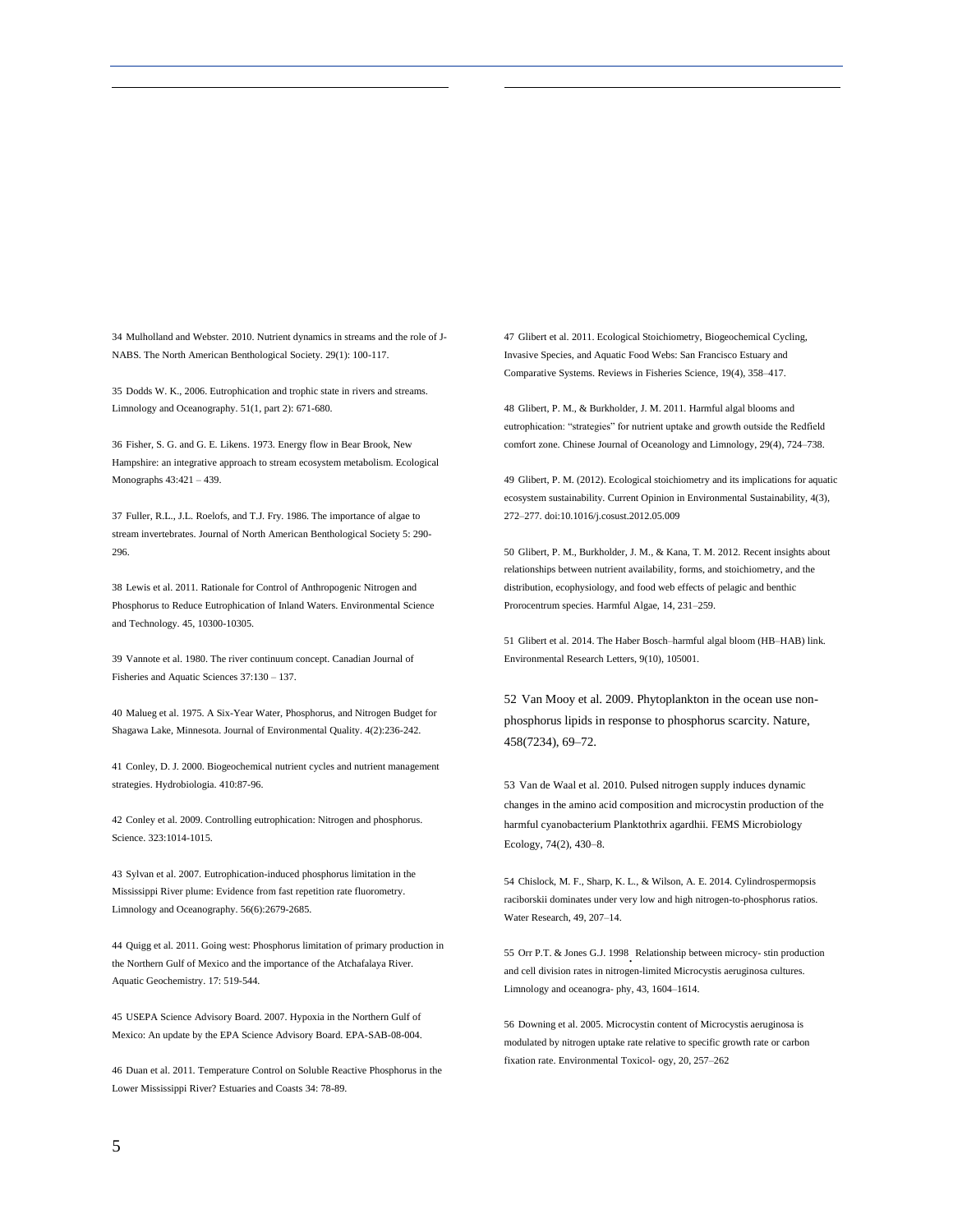34 Mulholland and Webster. 2010. Nutrient dynamics in streams and the role of J-NABS. The North American Benthological Society. 29(1): 100-117.

35 Dodds W. K., 2006. Eutrophication and trophic state in rivers and streams. Limnology and Oceanography. 51(1, part 2): 671-680.

36 Fisher, S. G. and G. E. Likens. 1973. Energy flow in Bear Brook, New Hampshire: an integrative approach to stream ecosystem metabolism. Ecological Monographs 43:421 – 439.

37 Fuller, R.L., J.L. Roelofs, and T.J. Fry. 1986. The importance of algae to stream invertebrates. Journal of North American Benthological Society 5: 290-296.

38 Lewis et al. 2011. Rationale for Control of Anthropogenic Nitrogen and Phosphorus to Reduce Eutrophication of Inland Waters. Environmental Science and Technology. 45, 10300-10305.

39 Vannote et al. 1980. The river continuum concept. Canadian Journal of Fisheries and Aquatic Sciences 37:130 – 137.

40 Malueg et al. 1975. A Six-Year Water, Phosphorus, and Nitrogen Budget for Shagawa Lake, Minnesota. Journal of Environmental Quality. 4(2):236-242.

41 Conley, D. J. 2000. Biogeochemical nutrient cycles and nutrient management strategies. Hydrobiologia. 410:87-96.

42 Conley et al. 2009. Controlling eutrophication: Nitrogen and phosphorus. Science. 323:1014-1015.

43 Sylvan et al. 2007. Eutrophication-induced phosphorus limitation in the Mississippi River plume: Evidence from fast repetition rate fluorometry. Limnology and Oceanography. 56(6):2679-2685.

44 Quigg et al. 2011. Going west: Phosphorus limitation of primary production in the Northern Gulf of Mexico and the importance of the Atchafalaya River. Aquatic Geochemistry. 17: 519-544.

45 USEPA Science Advisory Board. 2007. Hypoxia in the Northern Gulf of Mexico: An update by the EPA Science Advisory Board. EPA-SAB-08-004.

46 Duan et al. 2011. Temperature Control on Soluble Reactive Phosphorus in the Lower Mississippi River? Estuaries and Coasts 34: 78-89.

47 Glibert et al. 2011. Ecological Stoichiometry, Biogeochemical Cycling, Invasive Species, and Aquatic Food Webs: San Francisco Estuary and Comparative Systems. Reviews in Fisheries Science, 19(4), 358–417.

48 Glibert, P. M., & Burkholder, J. M. 2011. Harmful algal blooms and eutrophication: "strategies" for nutrient uptake and growth outside the Redfield comfort zone. Chinese Journal of Oceanology and Limnology, 29(4), 724–738.

49 Glibert, P. M. (2012). Ecological stoichiometry and its implications for aquatic ecosystem sustainability. Current Opinion in Environmental Sustainability, 4(3), 272–277. doi:10.1016/j.cosust.2012.05.009

50 Glibert, P. M., Burkholder, J. M., & Kana, T. M. 2012. Recent insights about relationships between nutrient availability, forms, and stoichiometry, and the distribution, ecophysiology, and food web effects of pelagic and benthic Prorocentrum species. Harmful Algae, 14, 231–259.

51 Glibert et al. 2014. The Haber Bosch–harmful algal bloom (HB–HAB) link. Environmental Research Letters, 9(10), 105001.

52 Van Mooy et al. 2009. Phytoplankton in the ocean use non-phosphorus lipids in response to phosphorus scarcity. Nature, 458(7234), 69–72.

53 Van de Waal et al. 2010. Pulsed nitrogen supply induces dynamic changes in the amino acid composition and microcystin production of the harmful cyanobacterium Planktothrix agardhii. FEMS Microbiology Ecology, 74(2), 430–8.

54 Chislock, M. F., Sharp, K. L., & Wilson, A. E. 2014. Cylindrospermopsis raciborskii dominates under very low and high nitrogen-to-phosphorus ratios. Water Research, 49, 207–14.

55 Orr P.T. & Jones G.J. 1998. Relationship between microcy- stin production and cell division rates in nitrogen-limited Microcystis aeruginosa cultures. Limnology and oceanogra- phy, 43, 1604–1614.

56 Downing et al. 2005. Microcystin content of Microcystis aeruginosa is modulated by nitrogen uptake rate relative to specific growth rate or carbon fixation rate. Environmental Toxicol- ogy, 20, 257–262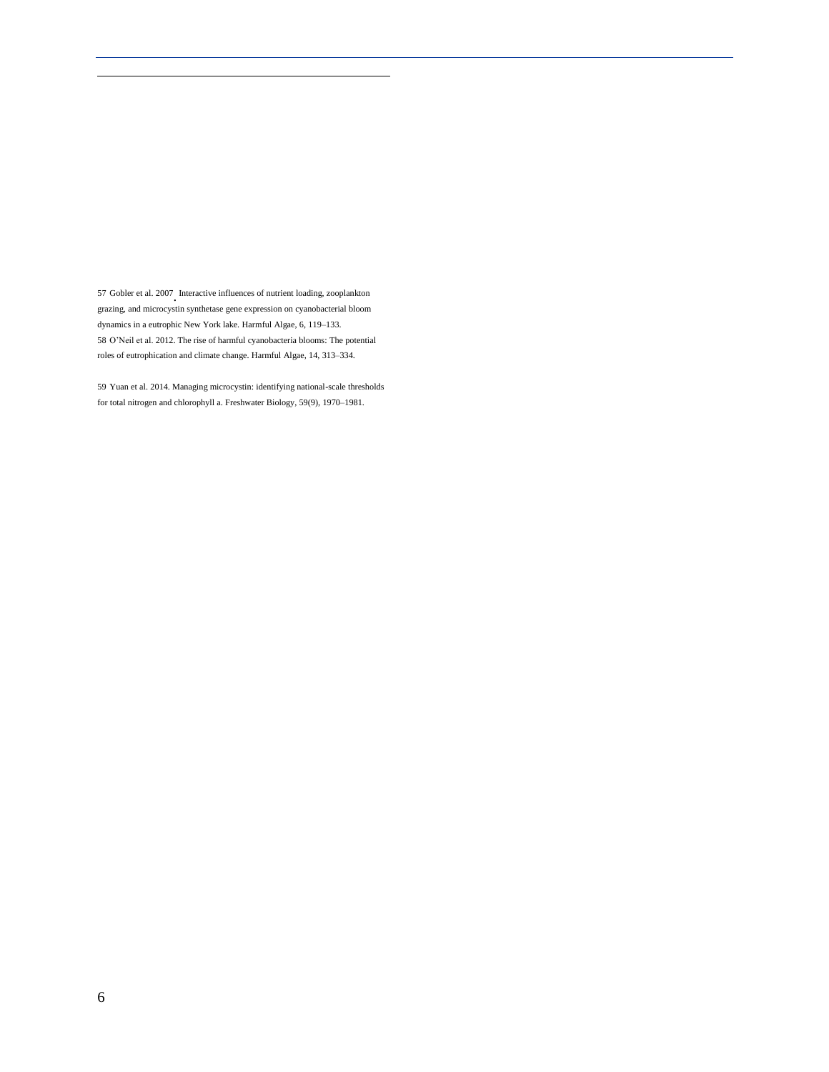57 Gobler et al. 2007. Interactive influences of nutrient loading, zooplankton grazing, and microcystin synthetase gene expression on cyanobacterial bloom dynamics in a eutrophic New York lake. Harmful Algae, 6, 119–133.

58 O'Neil et al. 2012. The rise of harmful cyanobacteria blooms: The potential roles of eutrophication and climate change. Harmful Algae, 14, 313–334.

59 Yuan et al. 2014. Managing microcystin: identifying national-scale thresholds for total nitrogen and chlorophyll a. Freshwater Biology, 59(9), 1970–1981.